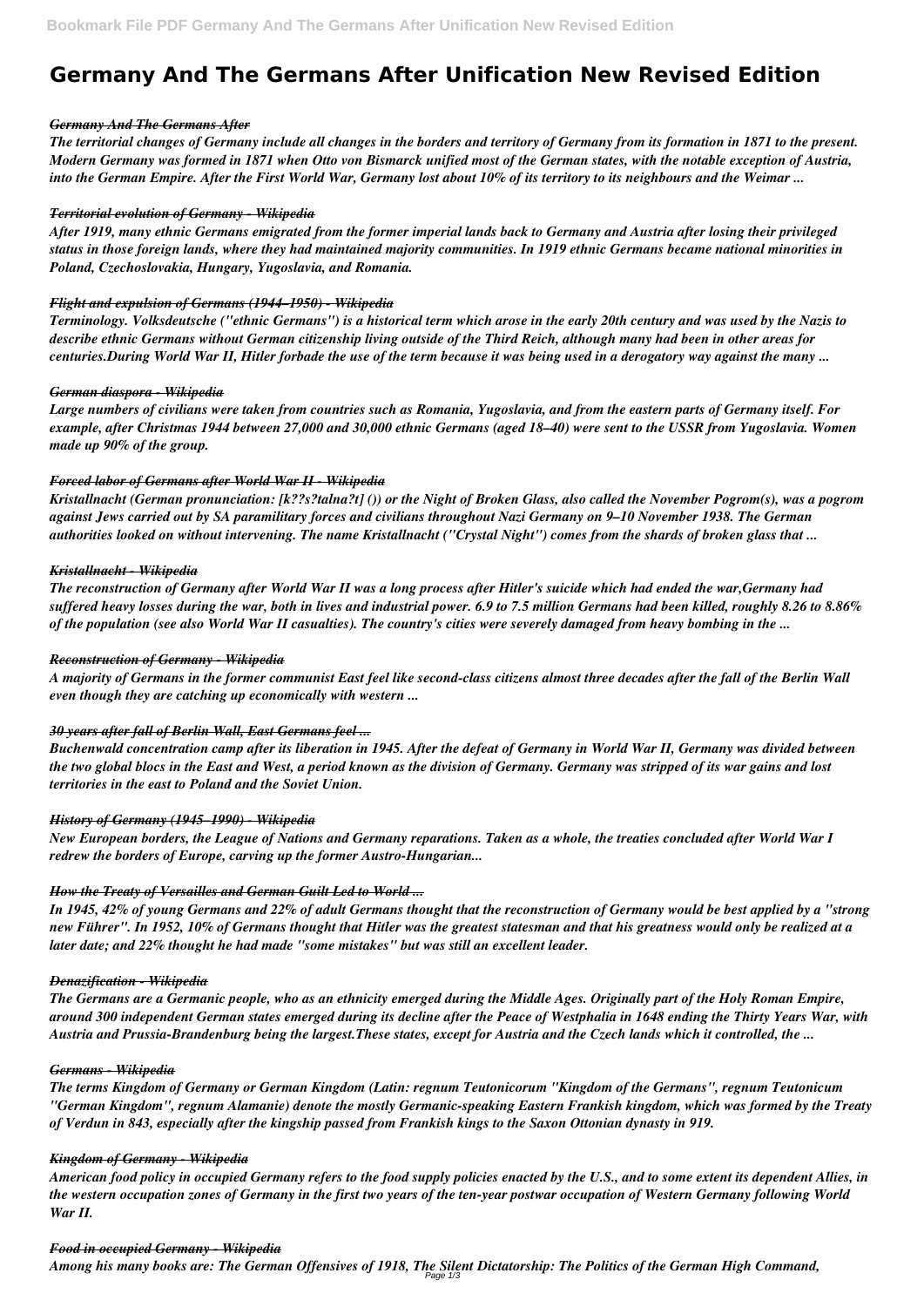# Germany And The Germans After Unification New Revised Edition

### *Germany And The Germans After*

*The territorial changes of Germany include all changes in the borders and territory of Germany from its formation in 1871 to the present. Modern Germany was formed in 1871 when Otto von Bismarck unified most of the German states, with the notable exception of Austria, into the German Empire. After the First World War, Germany lost about 10% of its territory to its neighbours and the Weimar ...*

### *Territorial evolution of Germany - Wikipedia*

*After 1919, many ethnic Germans emigrated from the former imperial lands back to Germany and Austria after losing their privileged status in those foreign lands, where they had maintained majority communities. In 1919 ethnic Germans became national minorities in Poland, Czechoslovakia, Hungary, Yugoslavia, and Romania.*

### *Flight and expulsion of Germans (1944–1950) - Wikipedia*

*Terminology. Volksdeutsche ("ethnic Germans") is a historical term which arose in the early 20th century and was used by the Nazis to describe ethnic Germans without German citizenship living outside of the Third Reich, although many had been in other areas for centuries.During World War II, Hitler forbade the use of the term because it was being used in a derogatory way against the many ...*

### *German diaspora - Wikipedia*

*Large numbers of civilians were taken from countries such as Romania, Yugoslavia, and from the eastern parts of Germany itself. For example, after Christmas 1944 between 27,000 and 30,000 ethnic Germans (aged 18–40) were sent to the USSR from Yugoslavia. Women made up 90% of the group.*

### *Forced labor of Germans after World War II - Wikipedia*

*Kristallnacht (German pronunciation: [k??s?talna?t] ()) or the Night of Broken Glass, also called the November Pogrom(s), was a pogrom against Jews carried out by SA paramilitary forces and civilians throughout Nazi Germany on 9–10 November 1938. The German authorities looked on without intervening. The name Kristallnacht ("Crystal Night") comes from the shards of broken glass that ...*

### *Kristallnacht - Wikipedia*

*The reconstruction of Germany after World War II was a long process after Hitler's suicide which had ended the war,Germany had suffered heavy losses during the war, both in lives and industrial power. 6.9 to 7.5 million Germans had been killed, roughly 8.26 to 8.86% of the population (see also World War II casualties). The country's cities were severely damaged from heavy bombing in the ...*

### *Reconstruction of Germany - Wikipedia*

*A majority of Germans in the former communist East feel like second-class citizens almost three decades after the fall of the Berlin Wall even though they are catching up economically with western ...*

### *30 years after fall of Berlin Wall, East Germans feel ...*

*Buchenwald concentration camp after its liberation in 1945. After the defeat of Germany in World War II, Germany was divided between the two global blocs in the East and West, a period known as the division of Germany. Germany was stripped of its war gains and lost territories in the east to Poland and the Soviet Union.*

### *History of Germany (1945–1990) - Wikipedia*

*New European borders, the League of Nations and Germany reparations. Taken as a whole, the treaties concluded after World War I redrew the borders of Europe, carving up the former Austro-Hungarian...*

### *How the Treaty of Versailles and German Guilt Led to World ...*

*In 1945, 42% of young Germans and 22% of adult Germans thought that the reconstruction of Germany would be best applied by a "strong new Führer". In 1952, 10% of Germans thought that Hitler was the greatest statesman and that his greatness would only be realized at a later date; and 22% thought he had made "some mistakes" but was still an excellent leader.*

### *Denazification - Wikipedia*

*The Germans are a Germanic people, who as an ethnicity emerged during the Middle Ages. Originally part of the Holy Roman Empire, around 300 independent German states emerged during its decline after the Peace of Westphalia in 1648 ending the Thirty Years War, with Austria and Prussia-Brandenburg being the largest.These states, except for Austria and the Czech lands which it controlled, the ...*

### *Germans - Wikipedia*

*The terms Kingdom of Germany or German Kingdom (Latin: regnum Teutonicorum "Kingdom of the Germans", regnum Teutonicum "German Kingdom", regnum Alamanie) denote the mostly Germanic-speaking Eastern Frankish kingdom, which was formed by the Treaty of Verdun in 843, especially after the kingship passed from Frankish kings to the Saxon Ottonian dynasty in 919.*

### *Kingdom of Germany - Wikipedia*

*American food policy in occupied Germany refers to the food supply policies enacted by the U.S., and to some extent its dependent Allies, in the western occupation zones of Germany in the first two years of the ten-year postwar occupation of Western Germany following World War II.*

### *Food in occupied Germany - Wikipedia*

*Among his many books are: The German Offensives of 1918, The Silent Dictatorship: The Politics of the German High Command,*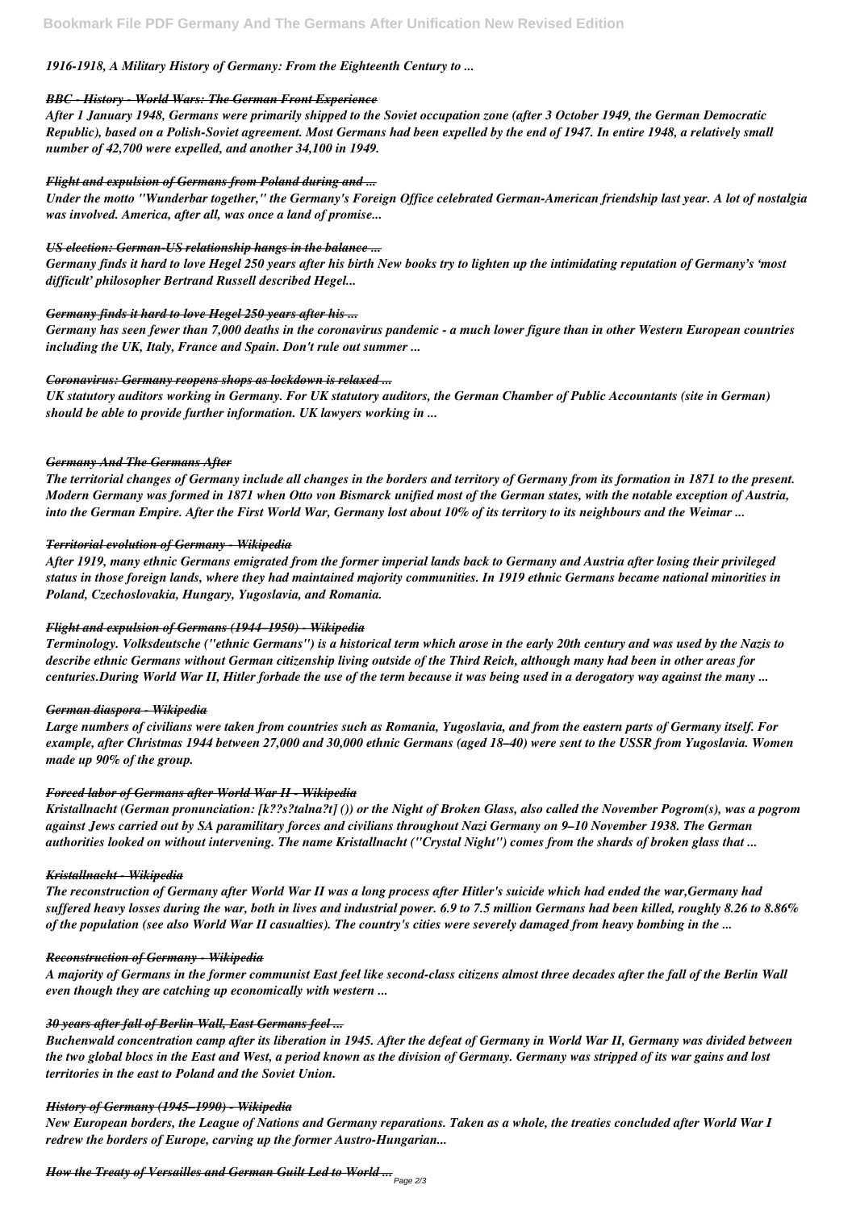*1916-1918, A Military History of Germany: From the Eighteenth Century to ...*

***BBC - History - World Wars: The German Front Experience***

*After 1 January 1948, Germans were primarily shipped to the Soviet occupation zone (after 3 October 1949, the German Democratic Republic), based on a Polish-Soviet agreement. Most Germans had been expelled by the end of 1947. In entire 1948, a relatively small number of 42,700 were expelled, and another 34,100 in 1949.*

***Flight and expulsion of Germans from Poland during and ...***

*Under the motto "Wunderbar together," the Germany's Foreign Office celebrated German-American friendship last year. A lot of nostalgia was involved. America, after all, was once a land of promise...*

***US election: German-US relationship hangs in the balance ...***

*Germany finds it hard to love Hegel 250 years after his birth New books try to lighten up the intimidating reputation of Germany's 'most difficult' philosopher Bertrand Russell described Hegel...*

***Germany finds it hard to love Hegel 250 years after his ...***

*Germany has seen fewer than 7,000 deaths in the coronavirus pandemic - a much lower figure than in other Western European countries including the UK, Italy, France and Spain. Don't rule out summer ...*

***Coronavirus: Germany reopens shops as lockdown is relaxed ...***

*UK statutory auditors working in Germany. For UK statutory auditors, the German Chamber of Public Accountants (site in German) should be able to provide further information. UK lawyers working in ...*

***Germany And The Germans After***

*The territorial changes of Germany include all changes in the borders and territory of Germany from its formation in 1871 to the present. Modern Germany was formed in 1871 when Otto von Bismarck unified most of the German states, with the notable exception of Austria, into the German Empire. After the First World War, Germany lost about 10% of its territory to its neighbours and the Weimar ...*

***Territorial evolution of Germany - Wikipedia***

*After 1919, many ethnic Germans emigrated from the former imperial lands back to Germany and Austria after losing their privileged status in those foreign lands, where they had maintained majority communities. In 1919 ethnic Germans became national minorities in Poland, Czechoslovakia, Hungary, Yugoslavia, and Romania.*

***Flight and expulsion of Germans (1944–1950) - Wikipedia***

*Terminology. Volksdeutsche ("ethnic Germans") is a historical term which arose in the early 20th century and was used by the Nazis to describe ethnic Germans without German citizenship living outside of the Third Reich, although many had been in other areas for centuries.During World War II, Hitler forbade the use of the term because it was being used in a derogatory way against the many ...*

***German diaspora - Wikipedia***

*Large numbers of civilians were taken from countries such as Romania, Yugoslavia, and from the eastern parts of Germany itself. For example, after Christmas 1944 between 27,000 and 30,000 ethnic Germans (aged 18–40) were sent to the USSR from Yugoslavia. Women made up 90% of the group.*

***Forced labor of Germans after World War II - Wikipedia***

*Kristallnacht (German pronunciation: [k??s?talna?t] ()) or the Night of Broken Glass, also called the November Pogrom(s), was a pogrom against Jews carried out by SA paramilitary forces and civilians throughout Nazi Germany on 9–10 November 1938. The German authorities looked on without intervening. The name Kristallnacht ("Crystal Night") comes from the shards of broken glass that ...*

***Kristallnacht - Wikipedia***

*The reconstruction of Germany after World War II was a long process after Hitler's suicide which had ended the war,Germany had suffered heavy losses during the war, both in lives and industrial power. 6.9 to 7.5 million Germans had been killed, roughly 8.26 to 8.86% of the population (see also World War II casualties). The country's cities were severely damaged from heavy bombing in the ...*

***Reconstruction of Germany - Wikipedia***

*A majority of Germans in the former communist East feel like second-class citizens almost three decades after the fall of the Berlin Wall even though they are catching up economically with western ...*

***30 years after fall of Berlin Wall, East Germans feel ...***

*Buchenwald concentration camp after its liberation in 1945. After the defeat of Germany in World War II, Germany was divided between the two global blocs in the East and West, a period known as the division of Germany. Germany was stripped of its war gains and lost territories in the east to Poland and the Soviet Union.*

***History of Germany (1945–1990) - Wikipedia***

*New European borders, the League of Nations and Germany reparations. Taken as a whole, the treaties concluded after World War I redrew the borders of Europe, carving up the former Austro-Hungarian...*

***How the Treaty of Versailles and German Guilt Led to World ...***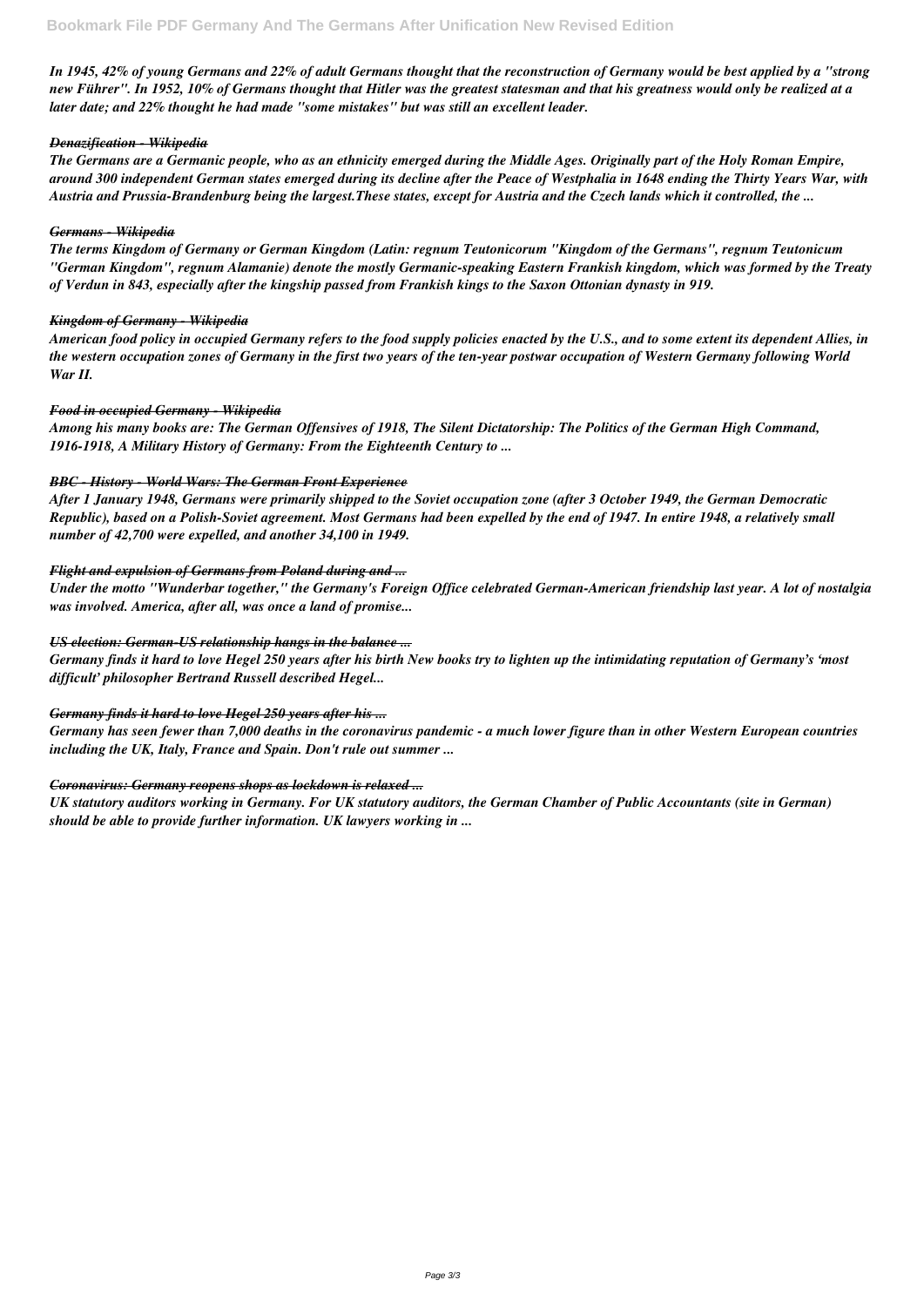*In 1945, 42% of young Germans and 22% of adult Germans thought that the reconstruction of Germany would be best applied by a "strong new Führer". In 1952, 10% of Germans thought that Hitler was the greatest statesman and that his greatness would only be realized at a later date; and 22% thought he had made "some mistakes" but was still an excellent leader.*

***Denazification - Wikipedia***

*The Germans are a Germanic people, who as an ethnicity emerged during the Middle Ages. Originally part of the Holy Roman Empire, around 300 independent German states emerged during its decline after the Peace of Westphalia in 1648 ending the Thirty Years War, with Austria and Prussia-Brandenburg being the largest.These states, except for Austria and the Czech lands which it controlled, the ...*

***Germans - Wikipedia***

*The terms Kingdom of Germany or German Kingdom (Latin: regnum Teutonicorum "Kingdom of the Germans", regnum Teutonicum "German Kingdom", regnum Alamanie) denote the mostly Germanic-speaking Eastern Frankish kingdom, which was formed by the Treaty of Verdun in 843, especially after the kingship passed from Frankish kings to the Saxon Ottonian dynasty in 919.*

***Kingdom of Germany - Wikipedia***

*American food policy in occupied Germany refers to the food supply policies enacted by the U.S., and to some extent its dependent Allies, in the western occupation zones of Germany in the first two years of the ten-year postwar occupation of Western Germany following World War II.*

***Food in occupied Germany - Wikipedia***

*Among his many books are: The German Offensives of 1918, The Silent Dictatorship: The Politics of the German High Command, 1916-1918, A Military History of Germany: From the Eighteenth Century to ...*

***BBC - History - World Wars: The German Front Experience***

*After 1 January 1948, Germans were primarily shipped to the Soviet occupation zone (after 3 October 1949, the German Democratic Republic), based on a Polish-Soviet agreement. Most Germans had been expelled by the end of 1947. In entire 1948, a relatively small number of 42,700 were expelled, and another 34,100 in 1949.*

***Flight and expulsion of Germans from Poland during and ...***

*Under the motto "Wunderbar together," the Germany's Foreign Office celebrated German-American friendship last year. A lot of nostalgia was involved. America, after all, was once a land of promise...*

***US election: German-US relationship hangs in the balance ...***

*Germany finds it hard to love Hegel 250 years after his birth New books try to lighten up the intimidating reputation of Germany's 'most difficult' philosopher Bertrand Russell described Hegel...*

***Germany finds it hard to love Hegel 250 years after his ...***

*Germany has seen fewer than 7,000 deaths in the coronavirus pandemic - a much lower figure than in other Western European countries including the UK, Italy, France and Spain. Don't rule out summer ...*

***Coronavirus: Germany reopens shops as lockdown is relaxed ...***

*UK statutory auditors working in Germany. For UK statutory auditors, the German Chamber of Public Accountants (site in German) should be able to provide further information. UK lawyers working in ...*